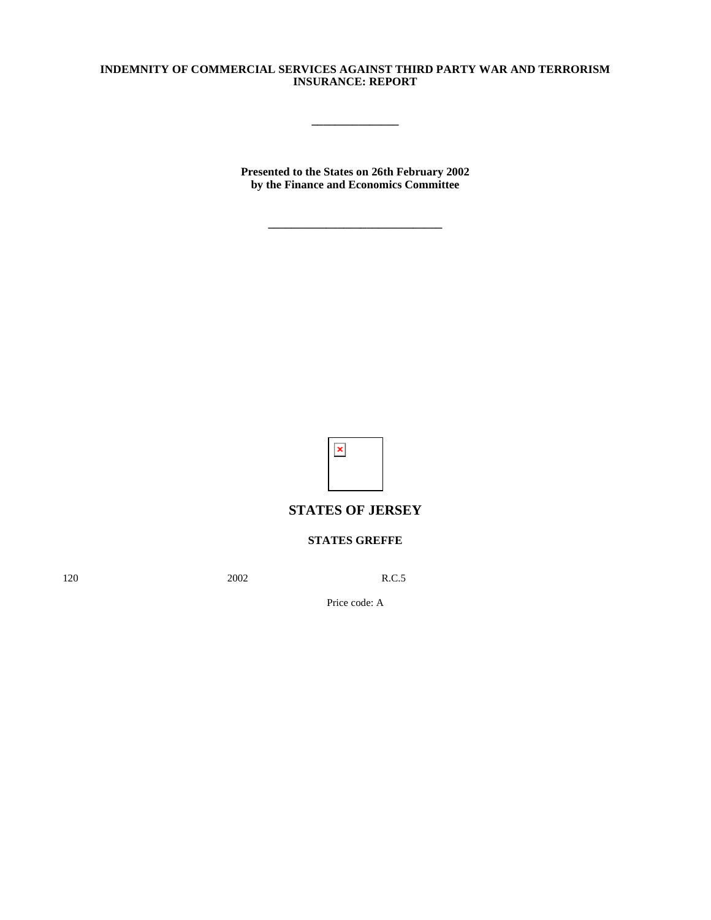**INDEMNITY OF COMMERCIAL SERVICES AGAINST THIRD PARTY WAR AND TERRORISM INSURANCE: REPORT**

---

**Presented to the States on 26th February 2002 by the Finance and Economics Committee**

---

## STATES OF JERSEY

**STATES GREFFE**

120 2002 R.C.5

Price code: A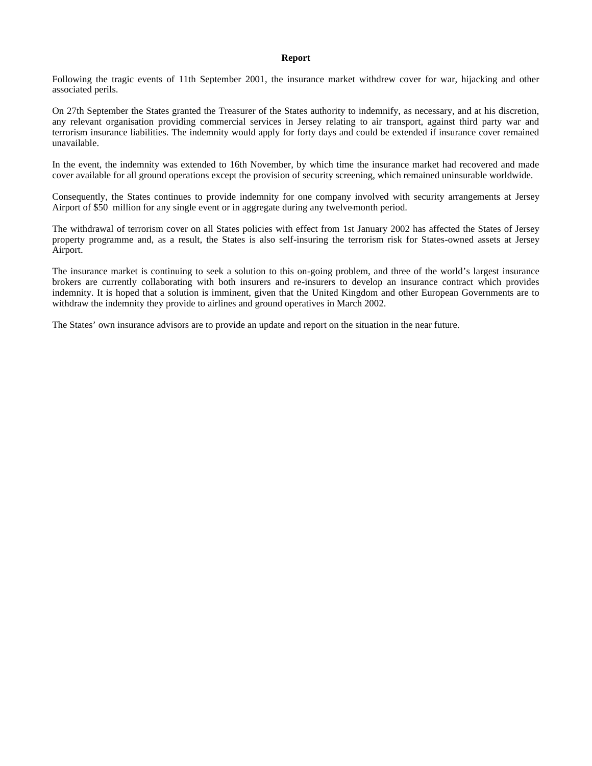**Report**

Following the tragic events of 11th September 2001, the insurance market withdrew cover for war, hijacking and other associated perils.

On 27th September the States granted the Treasurer of the States authority to indemnify, as necessary, and at his discretion, any relevant organisation providing commercial services in Jersey relating to air transport, against third party war and terrorism insurance liabilities. The indemnity would apply for forty days and could be extended if insurance cover remained unavailable.

In the event, the indemnity was extended to 16th November, by which time the insurance market had recovered and made cover available for all ground operations except the provision of security screening, which remained uninsurable worldwide.

Consequently, the States continues to provide indemnity for one company involved with security arrangements at Jersey Airport of $50 million for any single event or in aggregate during any twelve-month period.

The withdrawal of terrorism cover on all States policies with effect from 1st January 2002 has affected the States of Jersey property programme and, as a result, the States is also self-insuring the terrorism risk for States-owned assets at Jersey Airport.

The insurance market is continuing to seek a solution to this on-going problem, and three of the world's largest insurance brokers are currently collaborating with both insurers and re-insurers to develop an insurance contract which provides indemnity. It is hoped that a solution is imminent, given that the United Kingdom and other European Governments are to withdraw the indemnity they provide to airlines and ground operatives in March 2002.

The States' own insurance advisors are to provide an update and report on the situation in the near future.